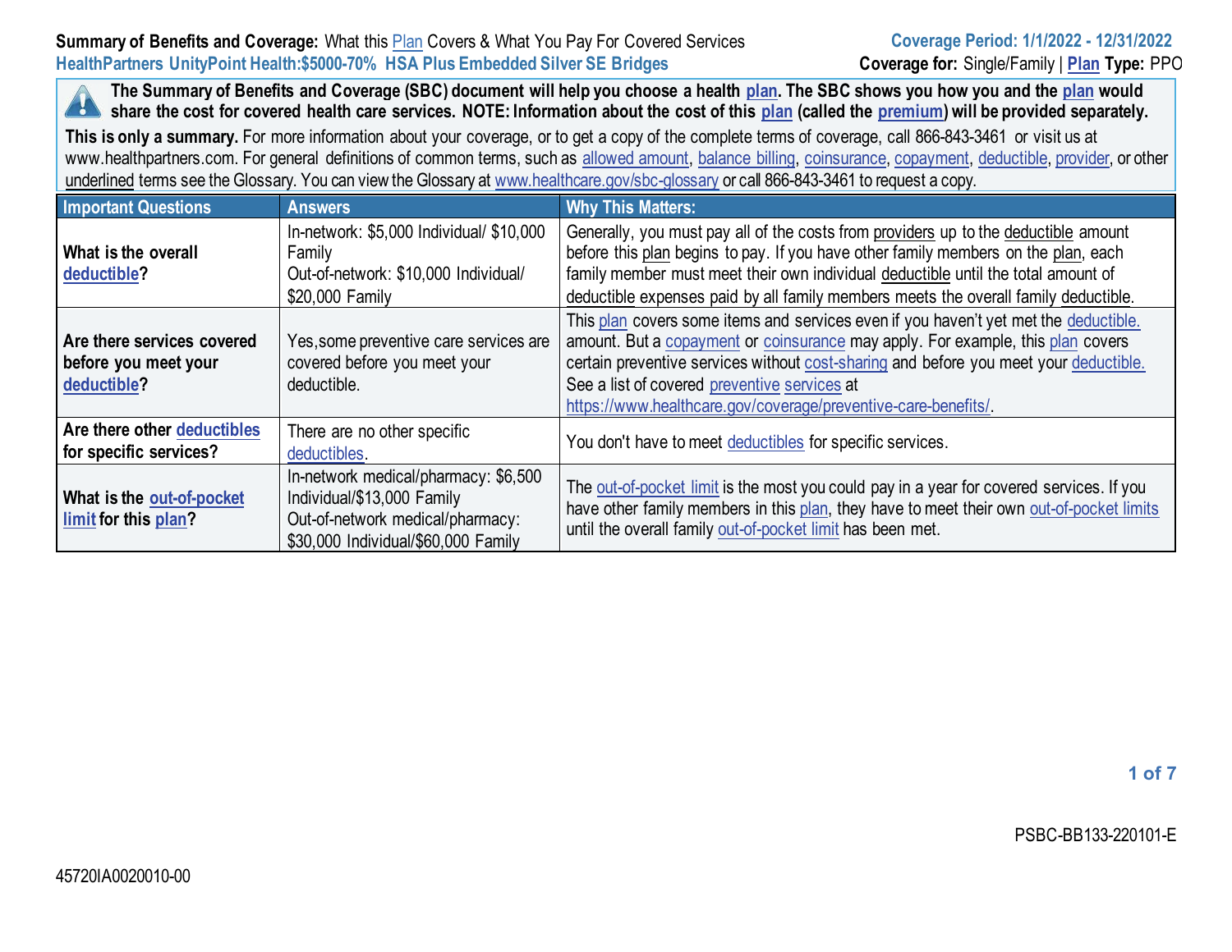**Summary of Benefits and Coverage:** What this Plan Covers & What You Pay For Covered Services

**Coverage Period: 1/1/2022 - 12/31/2022**

**HealthPartners UnityPoint Health:$5000-70% HSA Plus Embedded Silver SE Bridges**

**Coverage for:** Single/Family | **Plan Type:** PPO

**The Summary of Benefits and Coverage (SBC) document will help you choose a health plan. The SBC shows you how you and the plan would share the cost for covered health care services. NOTE: Information about the cost of this plan (called the premium) will be provided separately.**

**This is only a summary.** For more information about your coverage, or to get a copy of the complete terms of coverage, call 866-843-3461 or visit us at www.healthpartners.com. For general definitions of common terms, such as allowed amount, balance billing, coinsurance, copayment, deductible, provider, or other underlined terms see the Glossary. You can view the Glossary at www.healthcare.gov/sbc-glossary or call 866-843-3461 to request a copy.

| Important Questions | Answers | Why This Matters: |
|---|---|---|
| **What is the overall deductible?** | In-network: $5,000 Individual/ $10,000 Family<br>Out-of-network: $10,000 Individual/ $20,000 Family | Generally, you must pay all of the costs from providers up to the deductible amount before this plan begins to pay. If you have other family members on the plan, each family member must meet their own individual deductible until the total amount of deductible expenses paid by all family members meets the overall family deductible. |
| **Are there services covered before you meet your deductible?** | Yes,some preventive care services are covered before you meet your deductible. | This plan covers some items and services even if you haven't yet met the deductible. amount. But a copayment or coinsurance may apply. For example, this plan covers certain preventive services without cost-sharing and before you meet your deductible. See a list of covered preventive services at https://www.healthcare.gov/coverage/preventive-care-benefits/. |
| **Are there other deductibles for specific services?** | There are no other specific deductibles. | You don't have to meet deductibles for specific services. |
| **What is the out-of-pocket limit for this plan?** | In-network medical/pharmacy: $6,500 Individual/$13,000 Family<br>Out-of-network medical/pharmacy: $30,000 Individual/$60,000 Family | The out-of-pocket limit is the most you could pay in a year for covered services. If you have other family members in this plan, they have to meet their own out-of-pocket limits until the overall family out-of-pocket limit has been met. |

PSBC-BB133-220101-E

45720IA0020010-00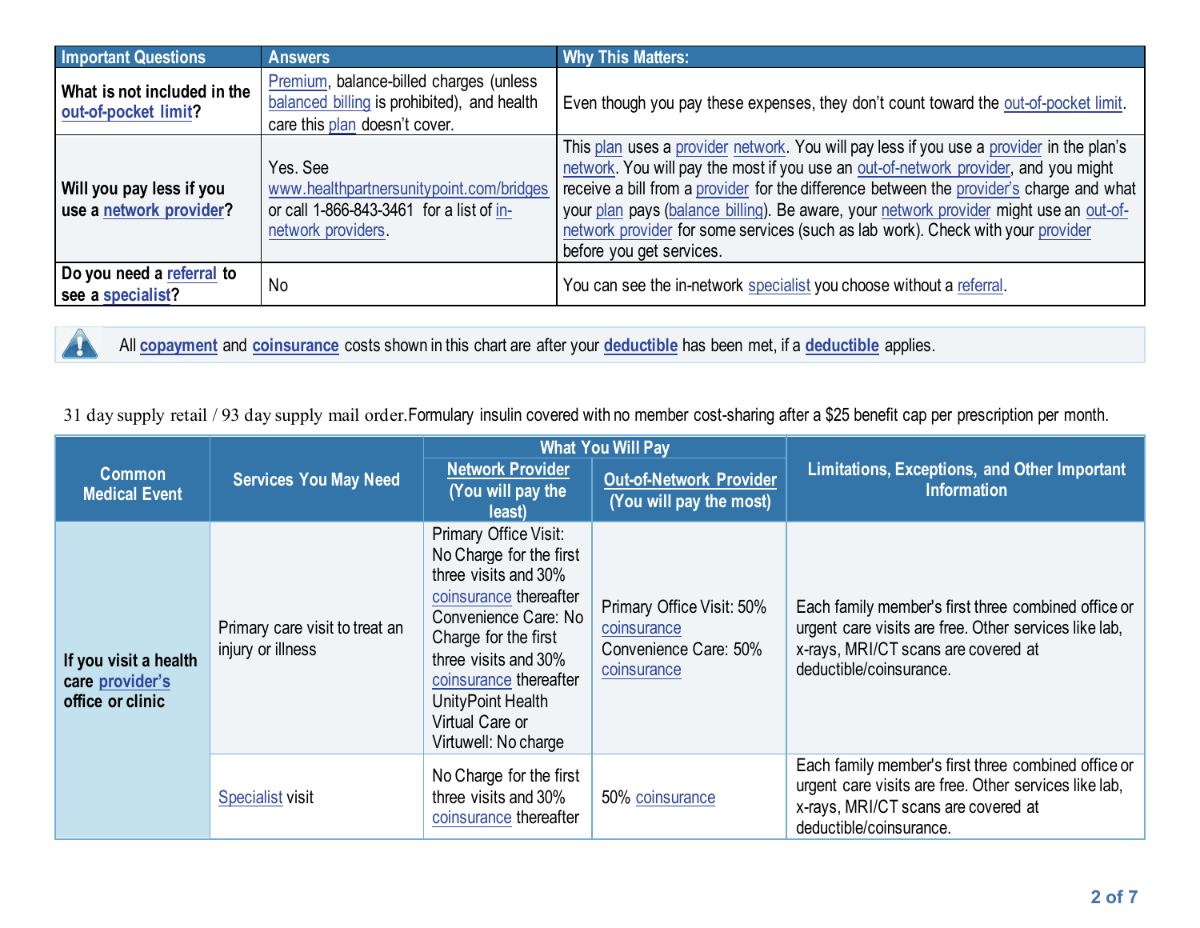| Important Questions | Answers | Why This Matters: |
|---|---|---|
| **What is not included in the out-of-pocket limit?** | Premium, balance-billed charges (unless balanced billing is prohibited), and health care this plan doesn't cover. | Even though you pay these expenses, they don't count toward the out-of-pocket limit. |
| **Will you pay less if you use a network provider?** | Yes. See www.healthpartnersunitypoint.com/bridges or call 1-866-843-3461 for a list of in-network providers. | This plan uses a provider network. You will pay less if you use a provider in the plan's network. You will pay the most if you use an out-of-network provider, and you might receive a bill from a provider for the difference between the provider's charge and what your plan pays (balance billing). Be aware, your network provider might use an out-of-network provider for some services (such as lab work). Check with your provider before you get services. |
| **Do you need a referral to see a specialist?** | No | You can see the in-network specialist you choose without a referral. |

All **copayment** and **coinsurance** costs shown in this chart are after your **deductible** has been met, if a **deductible** applies.

31 day supply retail / 93 day supply mail order.Formulary insulin covered with no member cost-sharing after a $25 benefit cap per prescription per month.

| Common Medical Event | Services You May Need | What You Will Pay | | Limitations, Exceptions, and Other Important Information |
|---|---|---|---|---|
| | | **Network Provider (You will pay the least)** | **Out-of-Network Provider (You will pay the most)** | |
| **If you visit a health care provider's office or clinic** | Primary care visit to treat an injury or illness | Primary Office Visit: No Charge for the first three visits and 30% coinsurance thereafter<br>Convenience Care: No Charge for the first three visits and 30% coinsurance thereafter<br>UnityPoint Health Virtual Care or Virtuwell: No charge | Primary Office Visit: 50% coinsurance<br>Convenience Care: 50% coinsurance | Each family member's first three combined office or urgent care visits are free. Other services like lab, x-rays, MRI/CT scans are covered at deductible/coinsurance. |
| | Specialist visit | No Charge for the first three visits and 30% coinsurance thereafter | 50% coinsurance | Each family member's first three combined office or urgent care visits are free. Other services like lab, x-rays, MRI/CT scans are covered at deductible/coinsurance. |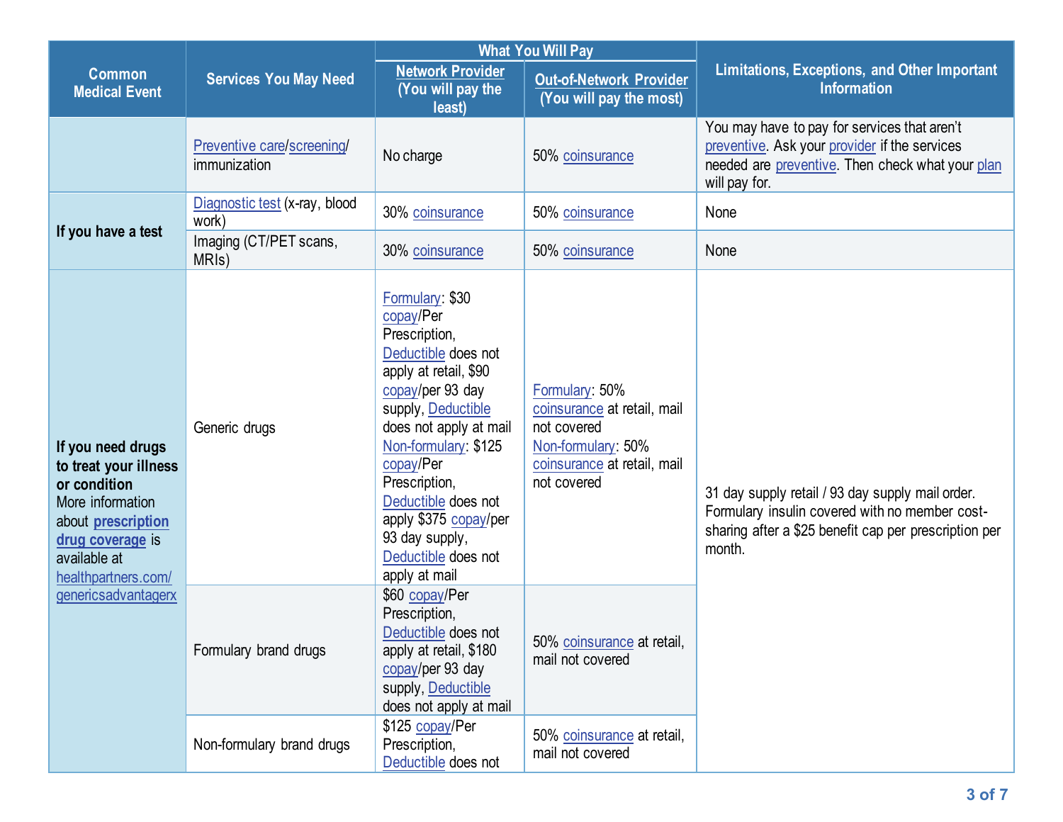| Common Medical Event | Services You May Need | What You Will Pay | | Limitations, Exceptions, and Other Important Information |
|---|---|---|---|---|
| | | Network Provider (You will pay the least) | Out-of-Network Provider (You will pay the most) | |
| | Preventive care/screening/ immunization | No charge | 50% coinsurance | You may have to pay for services that aren't preventive. Ask your provider if the services needed are preventive. Then check what your plan will pay for. |
| If you have a test | Diagnostic test (x-ray, blood work) | 30% coinsurance | 50% coinsurance | None |
| | Imaging (CT/PET scans, MRIs) | 30% coinsurance | 50% coinsurance | None |
| **If you need drugs to treat your illness or condition** More information about **prescription drug coverage** is available at healthpartners.com/ genericsadvantagerx | Generic drugs | Formulary: $30 copay/Per Prescription, Deductible does not apply at retail, $90 copay/per 93 day supply, Deductible does not apply at mail Non-formulary: $125 copay/Per Prescription, Deductible does not apply $375 copay/per 93 day supply, Deductible does not apply at mail | Formulary: 50% coinsurance at retail, mail not covered Non-formulary: 50% coinsurance at retail, mail not covered | 31 day supply retail / 93 day supply mail order. Formulary insulin covered with no member cost-sharing after a $25 benefit cap per prescription per month. |
| | Formulary brand drugs | $60 copay/Per Prescription, Deductible does not apply at retail, $180 copay/per 93 day supply, Deductible does not apply at mail | 50% coinsurance at retail, mail not covered | |
| | Non-formulary brand drugs | $125 copay/Per Prescription, Deductible does not | 50% coinsurance at retail, mail not covered | |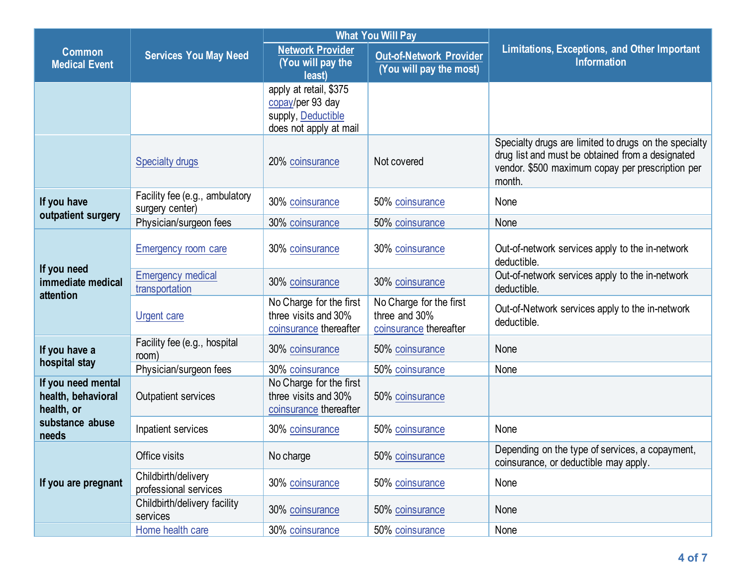| Common Medical Event | Services You May Need | What You Will Pay | | Limitations, Exceptions, and Other Important Information |
|---|---|---|---|---|
| | | Network Provider (You will pay the least) | Out-of-Network Provider (You will pay the most) | |
| | | apply at retail, $375 copay/per 93 day supply, Deductible does not apply at mail | | |
| | Specialty drugs | 20% coinsurance | Not covered | Specialty drugs are limited to drugs on the specialty drug list and must be obtained from a designated vendor. $500 maximum copay per prescription per month. |
| **If you have outpatient surgery** | Facility fee (e.g., ambulatory surgery center) | 30% coinsurance | 50% coinsurance | None |
| | Physician/surgeon fees | 30% coinsurance | 50% coinsurance | None |
| **If you need immediate medical attention** | Emergency room care | 30% coinsurance | 30% coinsurance | Out-of-network services apply to the in-network deductible. |
| | Emergency medical transportation | 30% coinsurance | 30% coinsurance | Out-of-network services apply to the in-network deductible. |
| | Urgent care | No Charge for the first three visits and 30% coinsurance thereafter | No Charge for the first three and 30% coinsurance thereafter | Out-of-Network services apply to the in-network deductible. |
| **If you have a hospital stay** | Facility fee (e.g., hospital room) | 30% coinsurance | 50% coinsurance | None |
| | Physician/surgeon fees | 30% coinsurance | 50% coinsurance | None |
| **If you need mental health, behavioral health, or substance abuse needs** | Outpatient services | No Charge for the first three visits and 30% coinsurance thereafter | 50% coinsurance | |
| | Inpatient services | 30% coinsurance | 50% coinsurance | None |
| **If you are pregnant** | Office visits | No charge | 50% coinsurance | Depending on the type of services, a copayment, coinsurance, or deductible may apply. |
| | Childbirth/delivery professional services | 30% coinsurance | 50% coinsurance | None |
| | Childbirth/delivery facility services | 30% coinsurance | 50% coinsurance | None |
| | Home health care | 30% coinsurance | 50% coinsurance | None |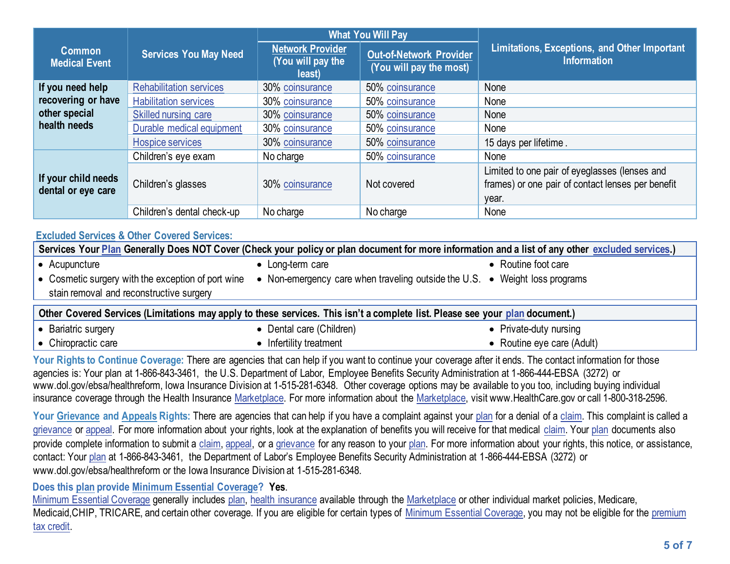| Common Medical Event | Services You May Need | What You Will Pay | | Limitations, Exceptions, and Other Important Information |
|---|---|---|---|---|
| | | Network Provider (You will pay the least) | Out-of-Network Provider (You will pay the most) | |
| If you need help recovering or have other special health needs | Rehabilitation services | 30% coinsurance | 50% coinsurance | None |
| | Habilitation services | 30% coinsurance | 50% coinsurance | None |
| | Skilled nursing care | 30% coinsurance | 50% coinsurance | None |
| | Durable medical equipment | 30% coinsurance | 50% coinsurance | None |
| | Hospice services | 30% coinsurance | 50% coinsurance | 15 days per lifetime . |
| If your child needs dental or eye care | Children's eye exam | No charge | 50% coinsurance | None |
| | Children's glasses | 30% coinsurance | Not covered | Limited to one pair of eyeglasses (lenses and frames) or one pair of contact lenses per benefit year. |
| | Children's dental check-up | No charge | No charge | None |

**Excluded Services & Other Covered Services:**

| Services Your Plan Generally Does NOT Cover (Check your policy or plan document for more information and a list of any other excluded services.) |
|---|
| • Acupuncture<br>• Cosmetic surgery with the exception of port wine stain removal and reconstructive surgery<br>• Long-term care<br>• Non-emergency care when traveling outside the U.S.<br>• Routine foot care<br>• Weight loss programs |

| Other Covered Services (Limitations may apply to these services. This isn't a complete list. Please see your plan document.) |
|---|
| • Bariatric surgery<br>• Chiropractic care<br>• Dental care (Children)<br>• Infertility treatment<br>• Private-duty nursing<br>• Routine eye care (Adult) |

**Your Rights to Continue Coverage:** There are agencies that can help if you want to continue your coverage after it ends. The contact information for those agencies is: Your plan at 1-866-843-3461, the U.S. Department of Labor, Employee Benefits Security Administration at 1-866-444-EBSA (3272) or www.dol.gov/ebsa/healthreform, Iowa Insurance Division at 1-515-281-6348. Other coverage options may be available to you too, including buying individual insurance coverage through the Health Insurance Marketplace. For more information about the Marketplace, visit www.HealthCare.gov or call 1-800-318-2596.

**Your Grievance and Appeals Rights:** There are agencies that can help if you have a complaint against your plan for a denial of a claim. This complaint is called a grievance or appeal. For more information about your rights, look at the explanation of benefits you will receive for that medical claim. Your plan documents also provide complete information to submit a claim, appeal, or a grievance for any reason to your plan. For more information about your rights, this notice, or assistance, contact: Your plan at 1-866-843-3461, the Department of Labor's Employee Benefits Security Administration at 1-866-444-EBSA (3272) or www.dol.gov/ebsa/healthreform or the Iowa Insurance Division at 1-515-281-6348.

**Does this plan provide Minimum Essential Coverage? Yes.**

Minimum Essential Coverage generally includes plan, health insurance available through the Marketplace or other individual market policies, Medicare, Medicaid,CHIP, TRICARE, and certain other coverage. If you are eligible for certain types of Minimum Essential Coverage, you may not be eligible for the premium tax credit.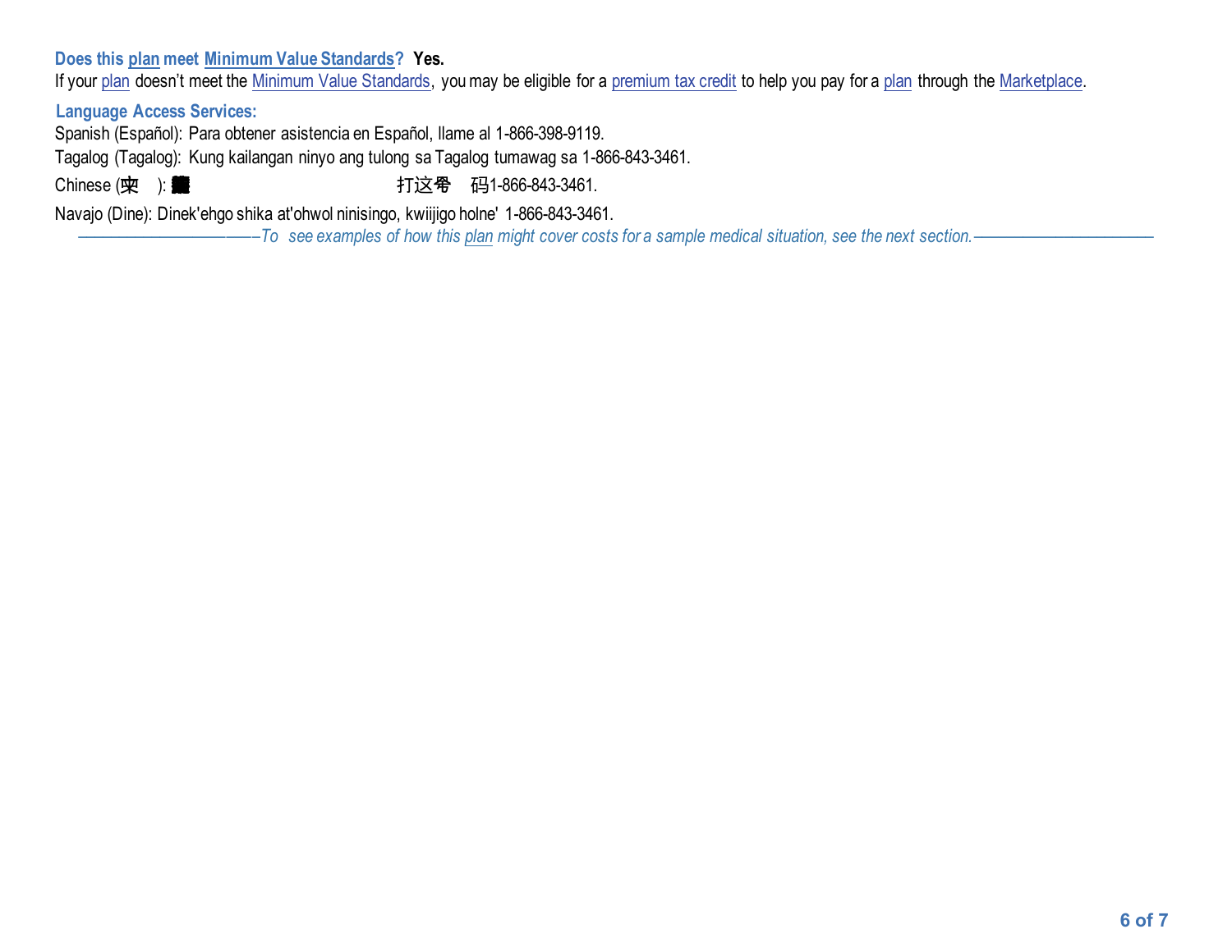**Does this plan meet Minimum Value Standards? Yes.**

If your plan doesn't meet the Minimum Value Standards, you may be eligible for a premium tax credit to help you pay for a plan through the Marketplace.

**Language Access Services:**

Spanish (Español): Para obtener asistencia en Español, llame al 1-866-398-9119.

Tagalog (Tagalog): Kung kailangan ninyo ang tulong sa Tagalog tumawag sa 1-866-843-3461.

Chinese (中 ): 打这号 码1-866-843-3461.

Navajo (Dine): Dinek'ehgo shika at'ohwol ninisingo, kwiijigo holne' 1-866-843-3461.

*––––––––––––––––––––––To see examples of how this plan might cover costs for a sample medical situation, see the next section.–––––––––––––––––––––*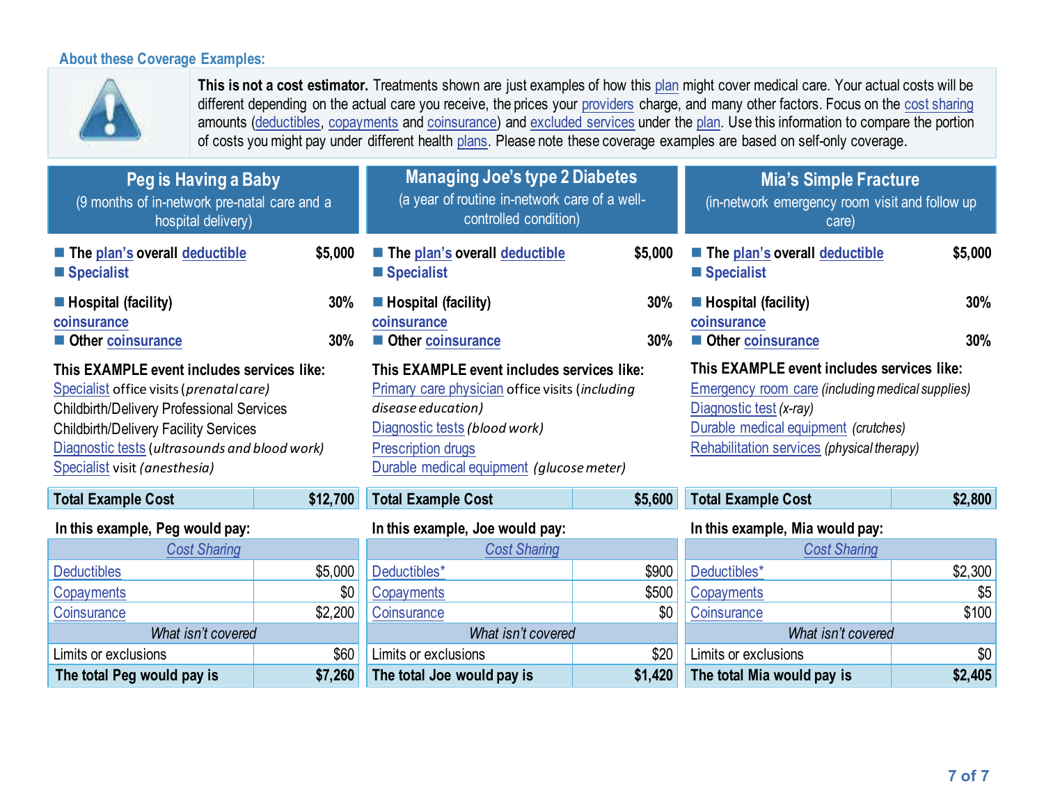## About these Coverage Examples:

**This is not a cost estimator.** Treatments shown are just examples of how this plan might cover medical care. Your actual costs will be different depending on the actual care you receive, the prices your providers charge, and many other factors. Focus on the cost sharing amounts (deductibles, copayments and coinsurance) and excluded services under the plan. Use this information to compare the portion of costs you might pay under different health plans. Please note these coverage examples are based on self-only coverage.

### Peg is Having a Baby
(9 months of in-network pre-natal care and a hospital delivery)

| | |
|---|---|
| The plan's overall deductible | $5,000 |
| Specialist | |
| Hospital (facility) coinsurance | 30% |
| Other coinsurance | 30% |

**This EXAMPLE event includes services like:**
Specialist office visits (*prenatal care*)
Childbirth/Delivery Professional Services
Childbirth/Delivery Facility Services
Diagnostic tests (*ultrasounds and blood work*)
Specialist visit (*anesthesia*)

| **Total Example Cost** | **$12,700** |
|---|---|

**In this example, Peg would pay:**

| *Cost Sharing* | |
|---|---|
| Deductibles | $5,000 |
| Copayments | $0 |
| Coinsurance | $2,200 |
| *What isn't covered* | |
| Limits or exclusions | $60 |
| **The total Peg would pay is** | **$7,260** |

### Managing Joe's type 2 Diabetes
(a year of routine in-network care of a well-controlled condition)

| | |
|---|---|
| The plan's overall deductible | $5,000 |
| Specialist | |
| Hospital (facility) coinsurance | 30% |
| Other coinsurance | 30% |

**This EXAMPLE event includes services like:**
Primary care physician office visits (*including disease education*)
Diagnostic tests (*blood work*)
Prescription drugs
Durable medical equipment (*glucose meter*)

| **Total Example Cost** | **$5,600** |
|---|---|

**In this example, Joe would pay:**

| *Cost Sharing* | |
|---|---|
| Deductibles* | $900 |
| Copayments | $500 |
| Coinsurance | $0 |
| *What isn't covered* | |
| Limits or exclusions | $20 |
| **The total Joe would pay is** | **$1,420** |

### Mia's Simple Fracture
(in-network emergency room visit and follow up care)

| | |
|---|---|
| The plan's overall deductible | $5,000 |
| Specialist | |
| Hospital (facility) coinsurance | 30% |
| Other coinsurance | 30% |

**This EXAMPLE event includes services like:**
Emergency room care (*including medical supplies*)
Diagnostic test (*x-ray*)
Durable medical equipment (*crutches*)
Rehabilitation services (*physical therapy*)

| **Total Example Cost** | **$2,800** |
|---|---|

**In this example, Mia would pay:**

| *Cost Sharing* | |
|---|---|
| Deductibles* | $2,300 |
| Copayments | $5 |
| Coinsurance | $100 |
| *What isn't covered* | |
| Limits or exclusions | $0 |
| **The total Mia would pay is** | **$2,405** |